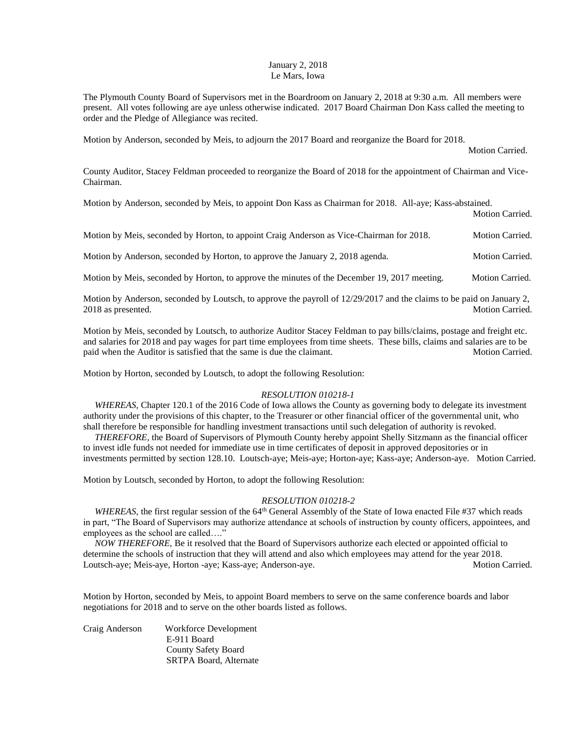January 2, 2018
Le Mars, Iowa

The Plymouth County Board of Supervisors met in the Boardroom on January 2, 2018 at 9:30 a.m. All members were present. All votes following are aye unless otherwise indicated. 2017 Board Chairman Don Kass called the meeting to order and the Pledge of Allegiance was recited.

Motion by Anderson, seconded by Meis, to adjourn the 2017 Board and reorganize the Board for 2018. Motion Carried.

County Auditor, Stacey Feldman proceeded to reorganize the Board of 2018 for the appointment of Chairman and Vice-Chairman.

Motion by Anderson, seconded by Meis, to appoint Don Kass as Chairman for 2018. All-aye; Kass-abstained. Motion Carried.

Motion by Meis, seconded by Horton, to appoint Craig Anderson as Vice-Chairman for 2018. Motion Carried.

Motion by Anderson, seconded by Horton, to approve the January 2, 2018 agenda. Motion Carried.

Motion by Meis, seconded by Horton, to approve the minutes of the December 19, 2017 meeting. Motion Carried.

Motion by Anderson, seconded by Loutsch, to approve the payroll of 12/29/2017 and the claims to be paid on January 2, 2018 as presented. Motion Carried.

Motion by Meis, seconded by Loutsch, to authorize Auditor Stacey Feldman to pay bills/claims, postage and freight etc. and salaries for 2018 and pay wages for part time employees from time sheets. These bills, claims and salaries are to be paid when the Auditor is satisfied that the same is due the claimant. Motion Carried.

Motion by Horton, seconded by Loutsch, to adopt the following Resolution:

*RESOLUTION 010218-1*

*WHEREAS,* Chapter 120.1 of the 2016 Code of Iowa allows the County as governing body to delegate its investment authority under the provisions of this chapter, to the Treasurer or other financial officer of the governmental unit, who shall therefore be responsible for handling investment transactions until such delegation of authority is revoked.

*THEREFORE,* the Board of Supervisors of Plymouth County hereby appoint Shelly Sitzmann as the financial officer to invest idle funds not needed for immediate use in time certificates of deposit in approved depositories or in investments permitted by section 128.10. Loutsch-aye; Meis-aye; Horton-aye; Kass-aye; Anderson-aye. Motion Carried.

Motion by Loutsch, seconded by Horton, to adopt the following Resolution:

*RESOLUTION 010218-2*

*WHEREAS,* the first regular session of the 64th General Assembly of the State of Iowa enacted File #37 which reads in part, "The Board of Supervisors may authorize attendance at schools of instruction by county officers, appointees, and employees as the school are called…."

*NOW THEREFORE,* Be it resolved that the Board of Supervisors authorize each elected or appointed official to determine the schools of instruction that they will attend and also which employees may attend for the year 2018. Loutsch-aye; Meis-aye, Horton -aye; Kass-aye; Anderson-aye. Motion Carried.

Motion by Horton, seconded by Meis, to appoint Board members to serve on the same conference boards and labor negotiations for 2018 and to serve on the other boards listed as follows.

Craig Anderson
- Workforce Development
- E-911 Board
- County Safety Board
- SRTPA Board, Alternate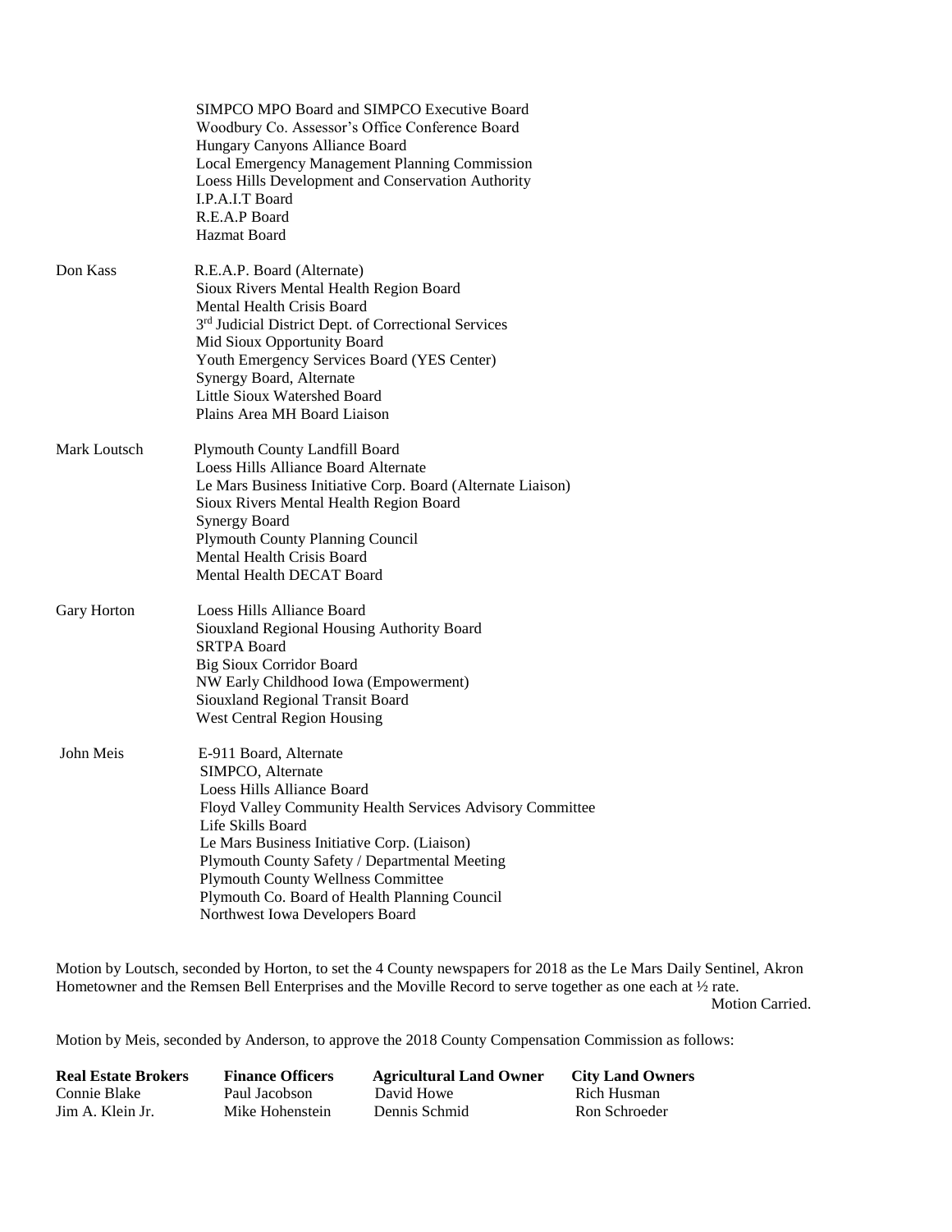SIMPCO MPO Board and SIMPCO Executive Board
Woodbury Co. Assessor's Office Conference Board
Hungary Canyons Alliance Board
Local Emergency Management Planning Commission
Loess Hills Development and Conservation Authority
I.P.A.I.T Board
R.E.A.P Board
Hazmat Board

Don Kass
R.E.A.P. Board (Alternate)
Sioux Rivers Mental Health Region Board
Mental Health Crisis Board
3rd Judicial District Dept. of Correctional Services
Mid Sioux Opportunity Board
Youth Emergency Services Board (YES Center)
Synergy Board, Alternate
Little Sioux Watershed Board
Plains Area MH Board Liaison

Mark Loutsch
Plymouth County Landfill Board
Loess Hills Alliance Board Alternate
Le Mars Business Initiative Corp. Board (Alternate Liaison)
Sioux Rivers Mental Health Region Board
Synergy Board
Plymouth County Planning Council
Mental Health Crisis Board
Mental Health DECAT Board

Gary Horton
Loess Hills Alliance Board
Siouxland Regional Housing Authority Board
SRTPA Board
Big Sioux Corridor Board
NW Early Childhood Iowa (Empowerment)
Siouxland Regional Transit Board
West Central Region Housing

John Meis
E-911 Board, Alternate
SIMPCO, Alternate
Loess Hills Alliance Board
Floyd Valley Community Health Services Advisory Committee
Life Skills Board
Le Mars Business Initiative Corp. (Liaison)
Plymouth County Safety / Departmental Meeting
Plymouth County Wellness Committee
Plymouth Co. Board of Health Planning Council
Northwest Iowa Developers Board

Motion by Loutsch, seconded by Horton, to set the 4 County newspapers for 2018 as the Le Mars Daily Sentinel, Akron Hometowner and the Remsen Bell Enterprises and the Moville Record to serve together as one each at ½ rate.

Motion Carried.

Motion by Meis, seconded by Anderson, to approve the 2018 County Compensation Commission as follows:

| **Real Estate Brokers** | **Finance Officers** | **Agricultural Land Owner** | **City Land Owners** |
|---|---|---|---|
| Connie Blake | Paul Jacobson | David Howe | Rich Husman |
| Jim A. Klein Jr. | Mike Hohenstein | Dennis Schmid | Ron Schroeder |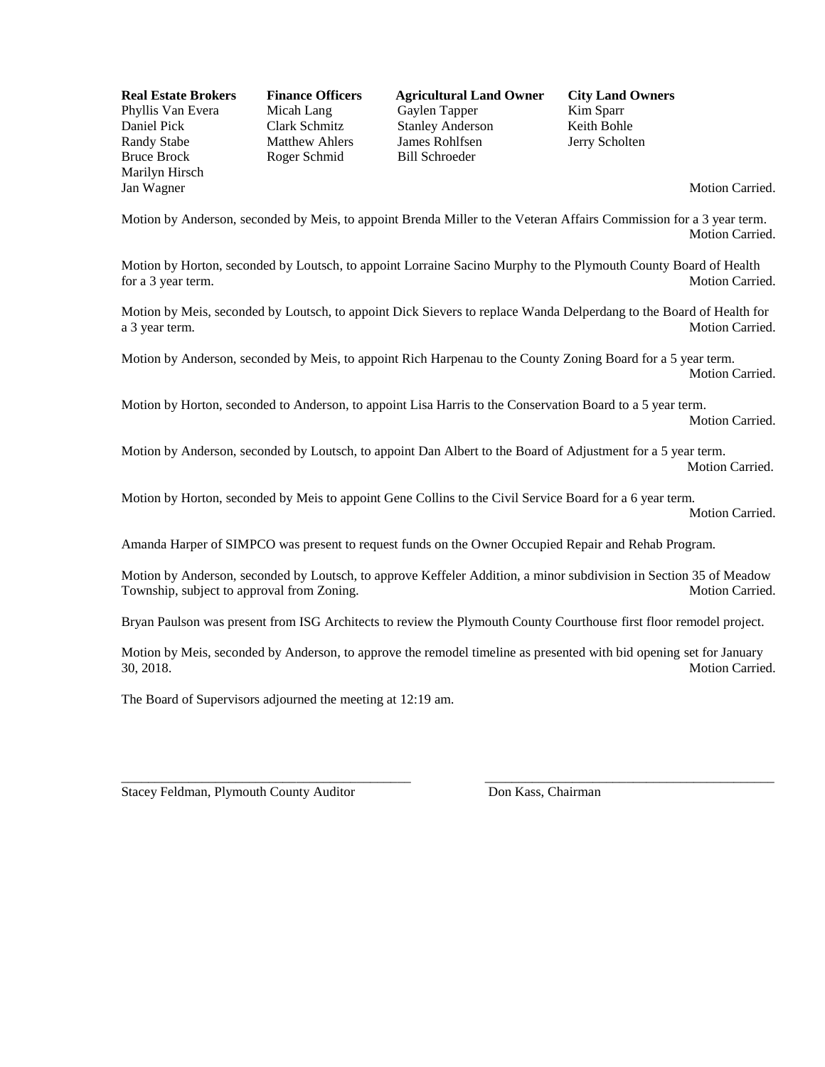| **Real Estate Brokers** | **Finance Officers** | **Agricultural Land Owner** | **City Land Owners** |
| --- | --- | --- | --- |
| Phyllis Van Evera | Micah Lang | Gaylen Tapper | Kim Sparr |
| Daniel Pick | Clark Schmitz | Stanley Anderson | Keith Bohle |
| Randy Stabe | Matthew Ahlers | James Rohlfsen | Jerry Scholten |
| Bruce Brock | Roger Schmid | Bill Schroeder | |
| Marilyn Hirsch | | | |
| Jan Wagner | | | |

Motion Carried.

Motion by Anderson, seconded by Meis, to appoint Brenda Miller to the Veteran Affairs Commission for a 3 year term. Motion Carried.

Motion by Horton, seconded by Loutsch, to appoint Lorraine Sacino Murphy to the Plymouth County Board of Health for a 3 year term. Motion Carried.

Motion by Meis, seconded by Loutsch, to appoint Dick Sievers to replace Wanda Delperdang to the Board of Health for a 3 year term. Motion Carried.

Motion by Anderson, seconded by Meis, to appoint Rich Harpenau to the County Zoning Board for a 5 year term. Motion Carried.

Motion by Horton, seconded to Anderson, to appoint Lisa Harris to the Conservation Board to a 5 year term. Motion Carried.

Motion by Anderson, seconded by Loutsch, to appoint Dan Albert to the Board of Adjustment for a 5 year term. Motion Carried.

Motion by Horton, seconded by Meis to appoint Gene Collins to the Civil Service Board for a 6 year term. Motion Carried.

Amanda Harper of SIMPCO was present to request funds on the Owner Occupied Repair and Rehab Program.

Motion by Anderson, seconded by Loutsch, to approve Keffeler Addition, a minor subdivision in Section 35 of Meadow Township, subject to approval from Zoning. Motion Carried.

Bryan Paulson was present from ISG Architects to review the Plymouth County Courthouse first floor remodel project.

Motion by Meis, seconded by Anderson, to approve the remodel timeline as presented with bid opening set for January 30, 2018. Motion Carried.

The Board of Supervisors adjourned the meeting at 12:19 am.

\_\_\_\_\_\_\_\_\_\_\_\_\_\_\_\_\_\_\_\_\_\_\_\_\_\_\_\_\_\_\_\_\_\_\_\_\_\_\_\_\_\_\_\_ \_\_\_\_\_\_\_\_\_\_\_\_\_\_\_\_\_\_\_\_\_\_\_\_\_\_\_\_\_\_\_\_\_\_\_\_\_\_\_\_\_\_\_\_

Stacey Feldman, Plymouth County Auditor Don Kass, Chairman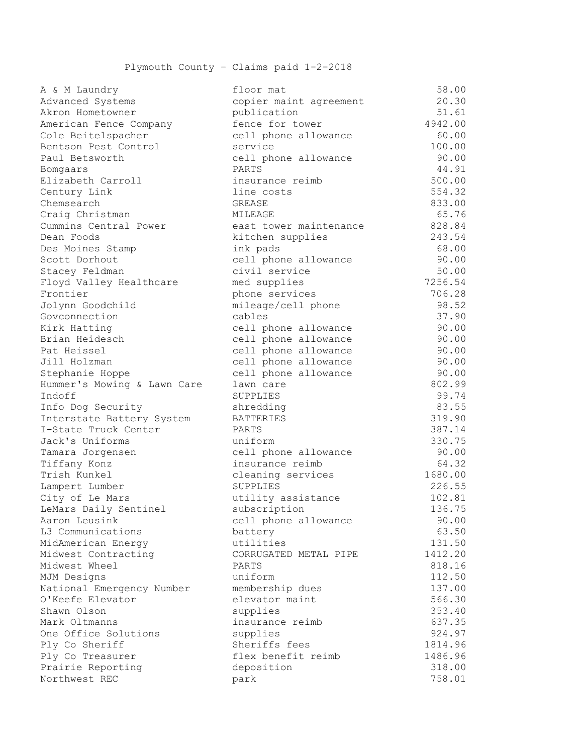Plymouth County - Claims paid 1-2-2018

| | | |
|---|---|---|
| A & M Laundry | floor mat | 58.00 |
| Advanced Systems | copier maint agreement | 20.30 |
| Akron Hometowner | publication | 51.61 |
| American Fence Company | fence for tower | 4942.00 |
| Cole Beitelspacher | cell phone allowance | 60.00 |
| Bentson Pest Control | service | 100.00 |
| Paul Betsworth | cell phone allowance | 90.00 |
| Bomgaars | PARTS | 44.91 |
| Elizabeth Carroll | insurance reimb | 500.00 |
| Century Link | line costs | 554.32 |
| Chemsearch | GREASE | 833.00 |
| Craig Christman | MILEAGE | 65.76 |
| Cummins Central Power | east tower maintenance | 828.84 |
| Dean Foods | kitchen supplies | 243.54 |
| Des Moines Stamp | ink pads | 68.00 |
| Scott Dorhout | cell phone allowance | 90.00 |
| Stacey Feldman | civil service | 50.00 |
| Floyd Valley Healthcare | med supplies | 7256.54 |
| Frontier | phone services | 706.28 |
| Jolynn Goodchild | mileage/cell phone | 98.52 |
| Govconnection | cables | 37.90 |
| Kirk Hatting | cell phone allowance | 90.00 |
| Brian Heidesch | cell phone allowance | 90.00 |
| Pat Heissel | cell phone allowance | 90.00 |
| Jill Holzman | cell phone allowance | 90.00 |
| Stephanie Hoppe | cell phone allowance | 90.00 |
| Hummer's Mowing & Lawn Care | lawn care | 802.99 |
| Indoff | SUPPLIES | 99.74 |
| Info Dog Security | shredding | 83.55 |
| Interstate Battery System | BATTERIES | 319.90 |
| I-State Truck Center | PARTS | 387.14 |
| Jack's Uniforms | uniform | 330.75 |
| Tamara Jorgensen | cell phone allowance | 90.00 |
| Tiffany Konz | insurance reimb | 64.32 |
| Trish Kunkel | cleaning services | 1680.00 |
| Lampert Lumber | SUPPLIES | 226.55 |
| City of Le Mars | utility assistance | 102.81 |
| LeMars Daily Sentinel | subscription | 136.75 |
| Aaron Leusink | cell phone allowance | 90.00 |
| L3 Communications | battery | 63.50 |
| MidAmerican Energy | utilities | 131.50 |
| Midwest Contracting | CORRUGATED METAL PIPE | 1412.20 |
| Midwest Wheel | PARTS | 818.16 |
| MJM Designs | uniform | 112.50 |
| National Emergency Number | membership dues | 137.00 |
| O'Keefe Elevator | elevator maint | 566.30 |
| Shawn Olson | supplies | 353.40 |
| Mark Oltmanns | insurance reimb | 637.35 |
| One Office Solutions | supplies | 924.97 |
| Ply Co Sheriff | Sheriffs fees | 1814.96 |
| Ply Co Treasurer | flex benefit reimb | 1486.96 |
| Prairie Reporting | deposition | 318.00 |
| Northwest REC | park | 758.01 |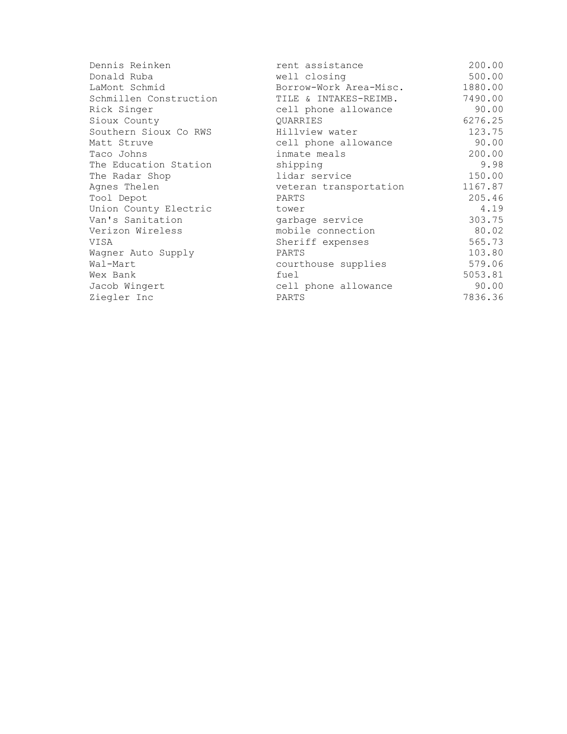| | | |
|---|---|---|
| Dennis Reinken | rent assistance | 200.00 |
| Donald Ruba | well closing | 500.00 |
| LaMont Schmid | Borrow-Work Area-Misc. | 1880.00 |
| Schmillen Construction | TILE & INTAKES-REIMB. | 7490.00 |
| Rick Singer | cell phone allowance | 90.00 |
| Sioux County | QUARRIES | 6276.25 |
| Southern Sioux Co RWS | Hillview water | 123.75 |
| Matt Struve | cell phone allowance | 90.00 |
| Taco Johns | inmate meals | 200.00 |
| The Education Station | shipping | 9.98 |
| The Radar Shop | lidar service | 150.00 |
| Agnes Thelen | veteran transportation | 1167.87 |
| Tool Depot | PARTS | 205.46 |
| Union County Electric | tower | 4.19 |
| Van's Sanitation | garbage service | 303.75 |
| Verizon Wireless | mobile connection | 80.02 |
| VISA | Sheriff expenses | 565.73 |
| Wagner Auto Supply | PARTS | 103.80 |
| Wal-Mart | courthouse supplies | 579.06 |
| Wex Bank | fuel | 5053.81 |
| Jacob Wingert | cell phone allowance | 90.00 |
| Ziegler Inc | PARTS | 7836.36 |